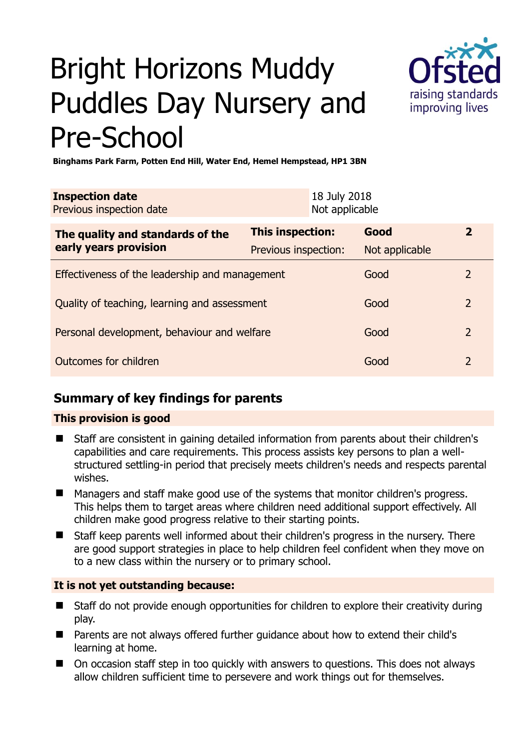# Bright Horizons Muddy Puddles Day Nursery and Pre-School

**Binghams Park Farm, Potten End Hill, Water End, Hemel Hempstead, HP1 3BN**

| **Inspection date** | 18 July 2018 |
|---|---|
| Previous inspection date | Not applicable |

| **The quality and standards of the early years provision** | **This inspection:** | **Good** | **2** |
|---|---|---|---|
| | Previous inspection: | Not applicable | |
| Effectiveness of the leadership and management | | Good | 2 |
| Quality of teaching, learning and assessment | | Good | 2 |
| Personal development, behaviour and welfare | | Good | 2 |
| Outcomes for children | | Good | 2 |

## Summary of key findings for parents

### This provision is good

- Staff are consistent in gaining detailed information from parents about their children's capabilities and care requirements. This process assists key persons to plan a well-structured settling-in period that precisely meets children's needs and respects parental wishes.
- Managers and staff make good use of the systems that monitor children's progress. This helps them to target areas where children need additional support effectively. All children make good progress relative to their starting points.
- Staff keep parents well informed about their children's progress in the nursery. There are good support strategies in place to help children feel confident when they move on to a new class within the nursery or to primary school.

### It is not yet outstanding because:

- Staff do not provide enough opportunities for children to explore their creativity during play.
- Parents are not always offered further guidance about how to extend their child's learning at home.
- On occasion staff step in too quickly with answers to questions. This does not always allow children sufficient time to persevere and work things out for themselves.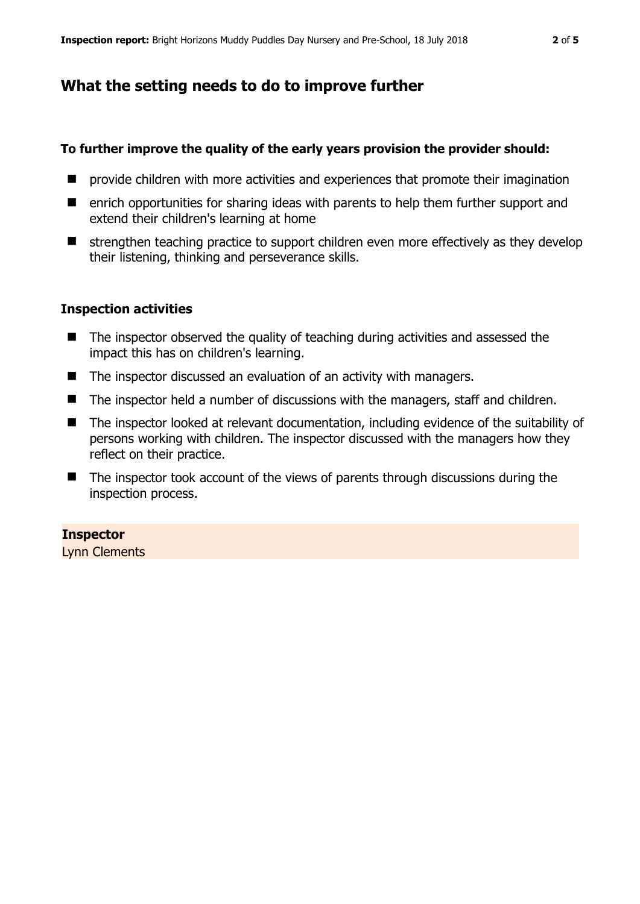## What the setting needs to do to improve further

**To further improve the quality of the early years provision the provider should:**

- provide children with more activities and experiences that promote their imagination
- enrich opportunities for sharing ideas with parents to help them further support and extend their children's learning at home
- strengthen teaching practice to support children even more effectively as they develop their listening, thinking and perseverance skills.

### Inspection activities

- The inspector observed the quality of teaching during activities and assessed the impact this has on children's learning.
- The inspector discussed an evaluation of an activity with managers.
- The inspector held a number of discussions with the managers, staff and children.
- The inspector looked at relevant documentation, including evidence of the suitability of persons working with children. The inspector discussed with the managers how they reflect on their practice.
- The inspector took account of the views of parents through discussions during the inspection process.

**Inspector**
Lynn Clements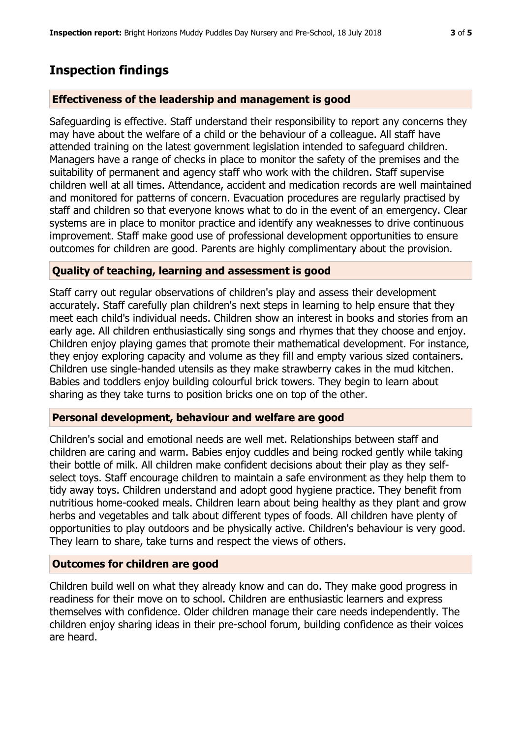# Inspection findings

## Effectiveness of the leadership and management is good

Safeguarding is effective. Staff understand their responsibility to report any concerns they may have about the welfare of a child or the behaviour of a colleague. All staff have attended training on the latest government legislation intended to safeguard children. Managers have a range of checks in place to monitor the safety of the premises and the suitability of permanent and agency staff who work with the children. Staff supervise children well at all times. Attendance, accident and medication records are well maintained and monitored for patterns of concern. Evacuation procedures are regularly practised by staff and children so that everyone knows what to do in the event of an emergency. Clear systems are in place to monitor practice and identify any weaknesses to drive continuous improvement. Staff make good use of professional development opportunities to ensure outcomes for children are good. Parents are highly complimentary about the provision.

## Quality of teaching, learning and assessment is good

Staff carry out regular observations of children's play and assess their development accurately. Staff carefully plan children's next steps in learning to help ensure that they meet each child's individual needs. Children show an interest in books and stories from an early age. All children enthusiastically sing songs and rhymes that they choose and enjoy. Children enjoy playing games that promote their mathematical development. For instance, they enjoy exploring capacity and volume as they fill and empty various sized containers. Children use single-handed utensils as they make strawberry cakes in the mud kitchen. Babies and toddlers enjoy building colourful brick towers. They begin to learn about sharing as they take turns to position bricks one on top of the other.

## Personal development, behaviour and welfare are good

Children's social and emotional needs are well met. Relationships between staff and children are caring and warm. Babies enjoy cuddles and being rocked gently while taking their bottle of milk. All children make confident decisions about their play as they self-select toys. Staff encourage children to maintain a safe environment as they help them to tidy away toys. Children understand and adopt good hygiene practice. They benefit from nutritious home-cooked meals. Children learn about being healthy as they plant and grow herbs and vegetables and talk about different types of foods. All children have plenty of opportunities to play outdoors and be physically active. Children's behaviour is very good. They learn to share, take turns and respect the views of others.

## Outcomes for children are good

Children build well on what they already know and can do. They make good progress in readiness for their move on to school. Children are enthusiastic learners and express themselves with confidence. Older children manage their care needs independently. The children enjoy sharing ideas in their pre-school forum, building confidence as their voices are heard.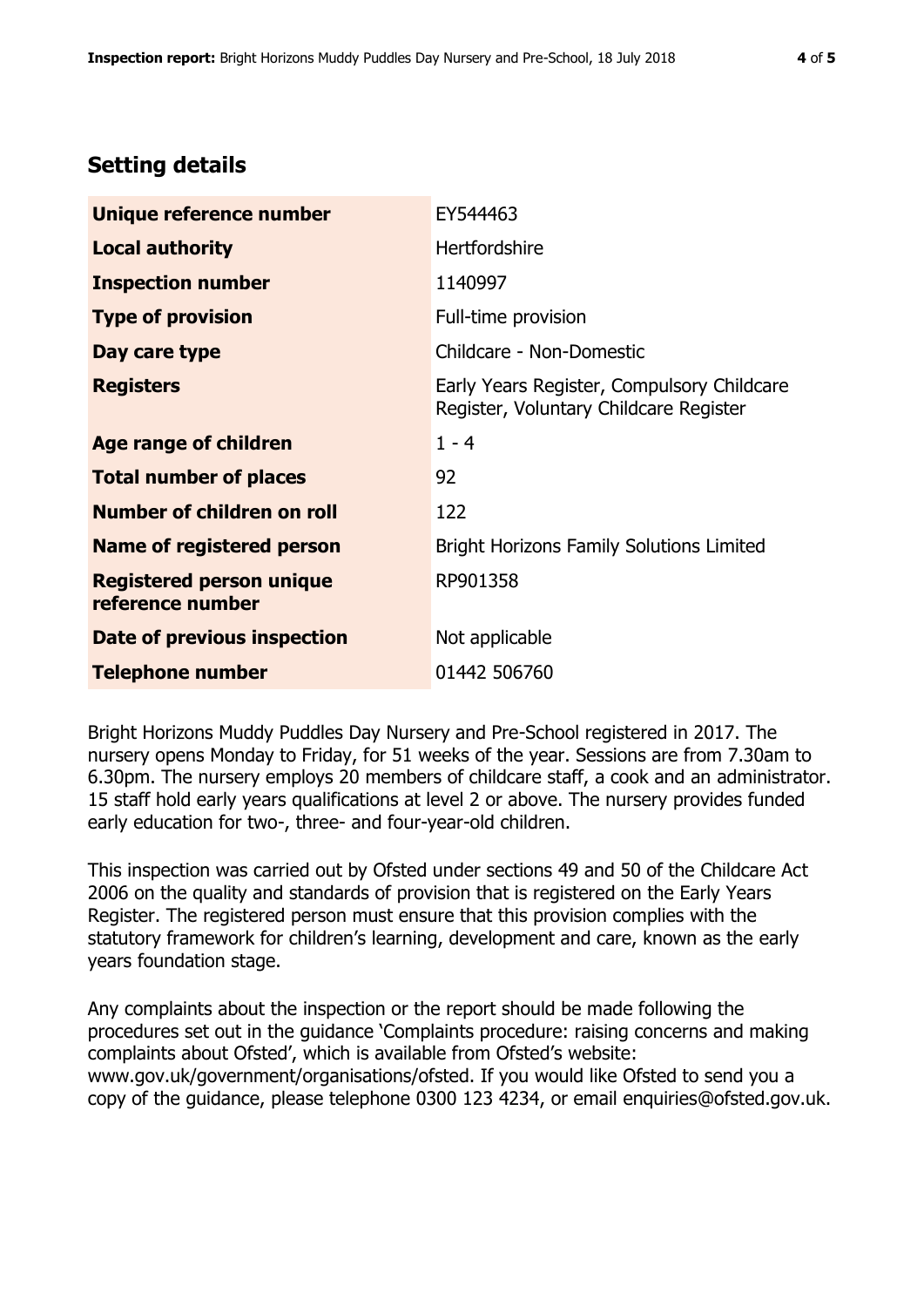## Setting details

| | |
|---|---|
| **Unique reference number** | EY544463 |
| **Local authority** | Hertfordshire |
| **Inspection number** | 1140997 |
| **Type of provision** | Full-time provision |
| **Day care type** | Childcare - Non-Domestic |
| **Registers** | Early Years Register, Compulsory Childcare Register, Voluntary Childcare Register |
| **Age range of children** | 1 - 4 |
| **Total number of places** | 92 |
| **Number of children on roll** | 122 |
| **Name of registered person** | Bright Horizons Family Solutions Limited |
| **Registered person unique reference number** | RP901358 |
| **Date of previous inspection** | Not applicable |
| **Telephone number** | 01442 506760 |

Bright Horizons Muddy Puddles Day Nursery and Pre-School registered in 2017. The nursery opens Monday to Friday, for 51 weeks of the year. Sessions are from 7.30am to 6.30pm. The nursery employs 20 members of childcare staff, a cook and an administrator. 15 staff hold early years qualifications at level 2 or above. The nursery provides funded early education for two-, three- and four-year-old children.

This inspection was carried out by Ofsted under sections 49 and 50 of the Childcare Act 2006 on the quality and standards of provision that is registered on the Early Years Register. The registered person must ensure that this provision complies with the statutory framework for children's learning, development and care, known as the early years foundation stage.

Any complaints about the inspection or the report should be made following the procedures set out in the guidance 'Complaints procedure: raising concerns and making complaints about Ofsted', which is available from Ofsted's website: www.gov.uk/government/organisations/ofsted. If you would like Ofsted to send you a copy of the guidance, please telephone 0300 123 4234, or email enquiries@ofsted.gov.uk.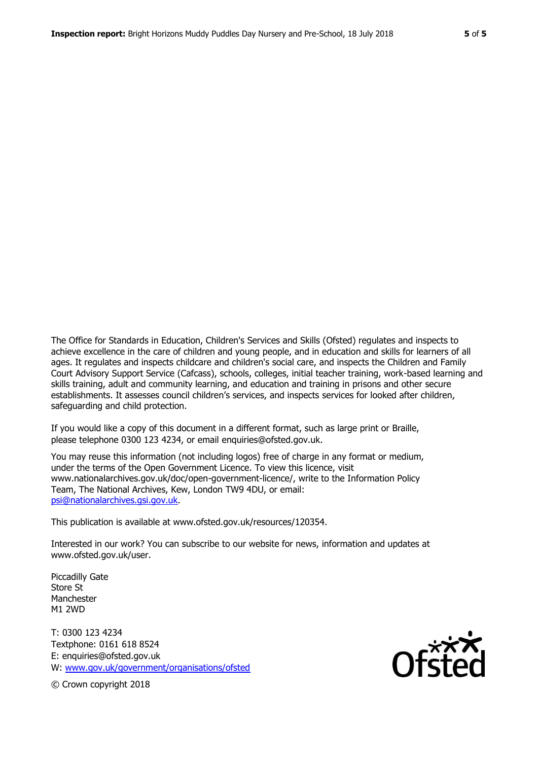The Office for Standards in Education, Children's Services and Skills (Ofsted) regulates and inspects to achieve excellence in the care of children and young people, and in education and skills for learners of all ages. It regulates and inspects childcare and children's social care, and inspects the Children and Family Court Advisory Support Service (Cafcass), schools, colleges, initial teacher training, work-based learning and skills training, adult and community learning, and education and training in prisons and other secure establishments. It assesses council children's services, and inspects services for looked after children, safeguarding and child protection.

If you would like a copy of this document in a different format, such as large print or Braille, please telephone 0300 123 4234, or email enquiries@ofsted.gov.uk.

You may reuse this information (not including logos) free of charge in any format or medium, under the terms of the Open Government Licence. To view this licence, visit www.nationalarchives.gov.uk/doc/open-government-licence/, write to the Information Policy Team, The National Archives, Kew, London TW9 4DU, or email: psi@nationalarchives.gsi.gov.uk.

This publication is available at www.ofsted.gov.uk/resources/120354.

Interested in our work? You can subscribe to our website for news, information and updates at www.ofsted.gov.uk/user.

Piccadilly Gate  
Store St  
Manchester  
M1 2WD

T: 0300 123 4234  
Textphone: 0161 618 8524  
E: enquiries@ofsted.gov.uk  
W: www.gov.uk/government/organisations/ofsted

© Crown copyright 2018